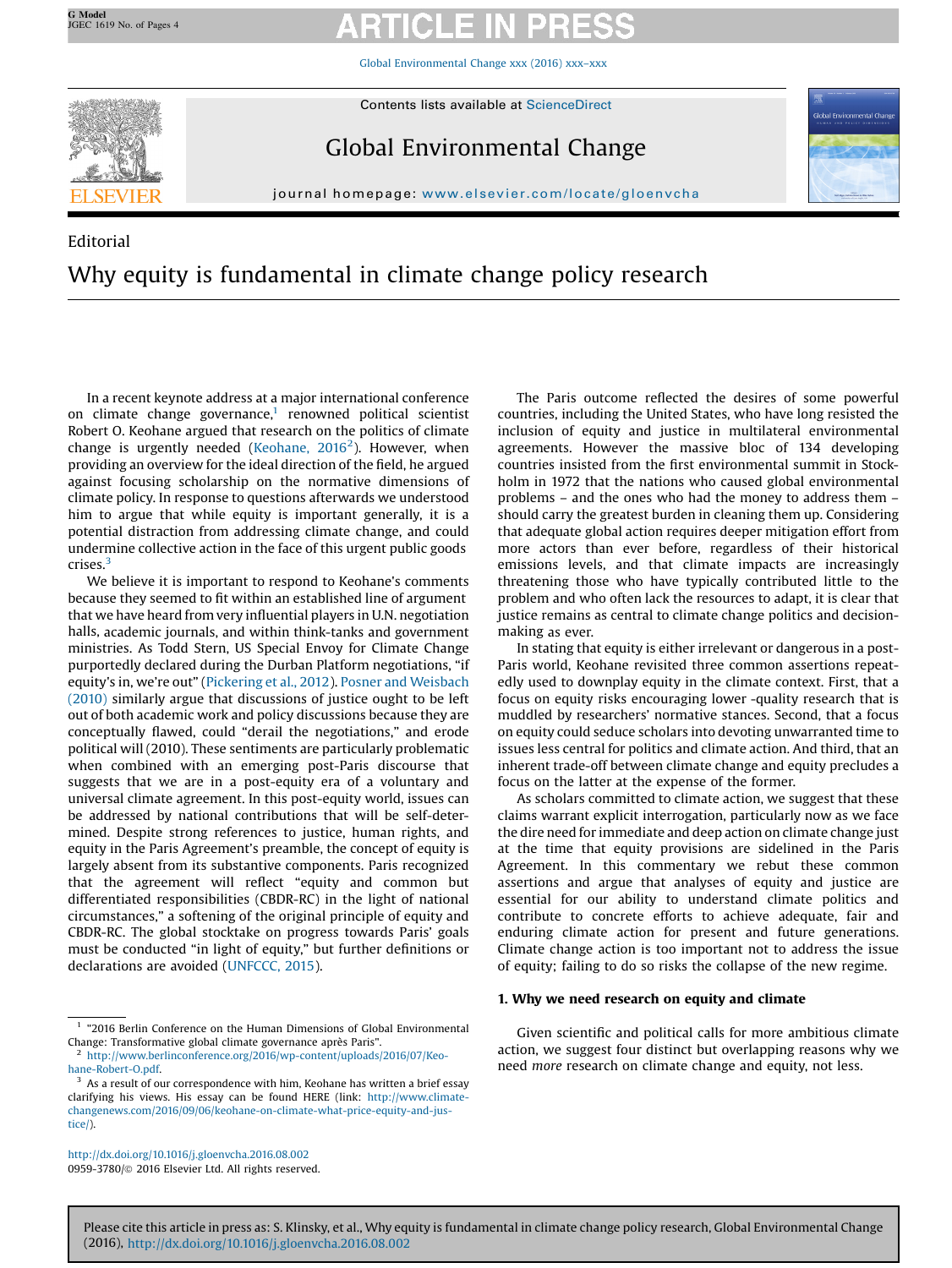Editorial

# Why equity is fundamental in climate change policy research

In a recent keynote address at a major international conference on climate change governance,[1] renowned political scientist Robert O. Keohane argued that research on the politics of climate change is urgently needed (Keohane, 2016[2]). However, when providing an overview for the ideal direction of the field, he argued against focusing scholarship on the normative dimensions of climate policy. In response to questions afterwards we understood him to argue that while equity is important generally, it is a potential distraction from addressing climate change, and could undermine collective action in the face of this urgent public goods crises.[3]

We believe it is important to respond to Keohane's comments because they seemed to fit within an established line of argument that we have heard from very influential players in U.N. negotiation halls, academic journals, and within think-tanks and government ministries. As Todd Stern, US Special Envoy for Climate Change purportedly declared during the Durban Platform negotiations, "if equity's in, we're out" (Pickering et al., 2012). Posner and Weisbach (2010) similarly argue that discussions of justice ought to be left out of both academic work and policy discussions because they are conceptually flawed, could "derail the negotiations," and erode political will (2010). These sentiments are particularly problematic when combined with an emerging post-Paris discourse that suggests that we are in a post-equity era of a voluntary and universal climate agreement. In this post-equity world, issues can be addressed by national contributions that will be self-determined. Despite strong references to justice, human rights, and equity in the Paris Agreement's preamble, the concept of equity is largely absent from its substantive components. Paris recognized that the agreement will reflect "equity and common but differentiated responsibilities (CBDR-RC) in the light of national circumstances," a softening of the original principle of equity and CBDR-RC. The global stocktake on progress towards Paris' goals must be conducted "in light of equity," but further definitions or declarations are avoided (UNFCCC, 2015).

The Paris outcome reflected the desires of some powerful countries, including the United States, who have long resisted the inclusion of equity and justice in multilateral environmental agreements. However the massive bloc of 134 developing countries insisted from the first environmental summit in Stockholm in 1972 that the nations who caused global environmental problems – and the ones who had the money to address them – should carry the greatest burden in cleaning them up. Considering that adequate global action requires deeper mitigation effort from more actors than ever before, regardless of their historical emissions levels, and that climate impacts are increasingly threatening those who have typically contributed little to the problem and who often lack the resources to adapt, it is clear that justice remains as central to climate change politics and decision-making as ever.

In stating that equity is either irrelevant or dangerous in a post-Paris world, Keohane revisited three common assertions repeatedly used to downplay equity in the climate context. First, that a focus on equity risks encouraging lower -quality research that is muddled by researchers' normative stances. Second, that a focus on equity could seduce scholars into devoting unwarranted time to issues less central for politics and climate action. And third, that an inherent trade-off between climate change and equity precludes a focus on the latter at the expense of the former.

As scholars committed to climate action, we suggest that these claims warrant explicit interrogation, particularly now as we face the dire need for immediate and deep action on climate change just at the time that equity provisions are sidelined in the Paris Agreement. In this commentary we rebut these common assertions and argue that analyses of equity and justice are essential for our ability to understand climate politics and contribute to concrete efforts to achieve adequate, fair and enduring climate action for present and future generations. Climate change action is too important not to address the issue of equity; failing to do so risks the collapse of the new regime.

## 1. Why we need research on equity and climate

Given scientific and political calls for more ambitious climate action, we suggest four distinct but overlapping reasons why we need *more* research on climate change and equity, not less.

---

[1] "2016 Berlin Conference on the Human Dimensions of Global Environmental Change: Transformative global climate governance après Paris".

[2] http://www.berlinconference.org/2016/wp-content/uploads/2016/07/Keohane-Robert-O.pdf.

[3] As a result of our correspondence with him, Keohane has written a brief essay clarifying his views. His essay can be found HERE (link: http://www.climatechangenews.com/2016/09/06/keohane-on-climate-what-price-equity-and-justice/).

http://dx.doi.org/10.1016/j.gloenvcha.2016.08.002
0959-3780/© 2016 Elsevier Ltd. All rights reserved.

Please cite this article in press as: S. Klinsky, et al., Why equity is fundamental in climate change policy research, Global Environmental Change (2016), http://dx.doi.org/10.1016/j.gloenvcha.2016.08.002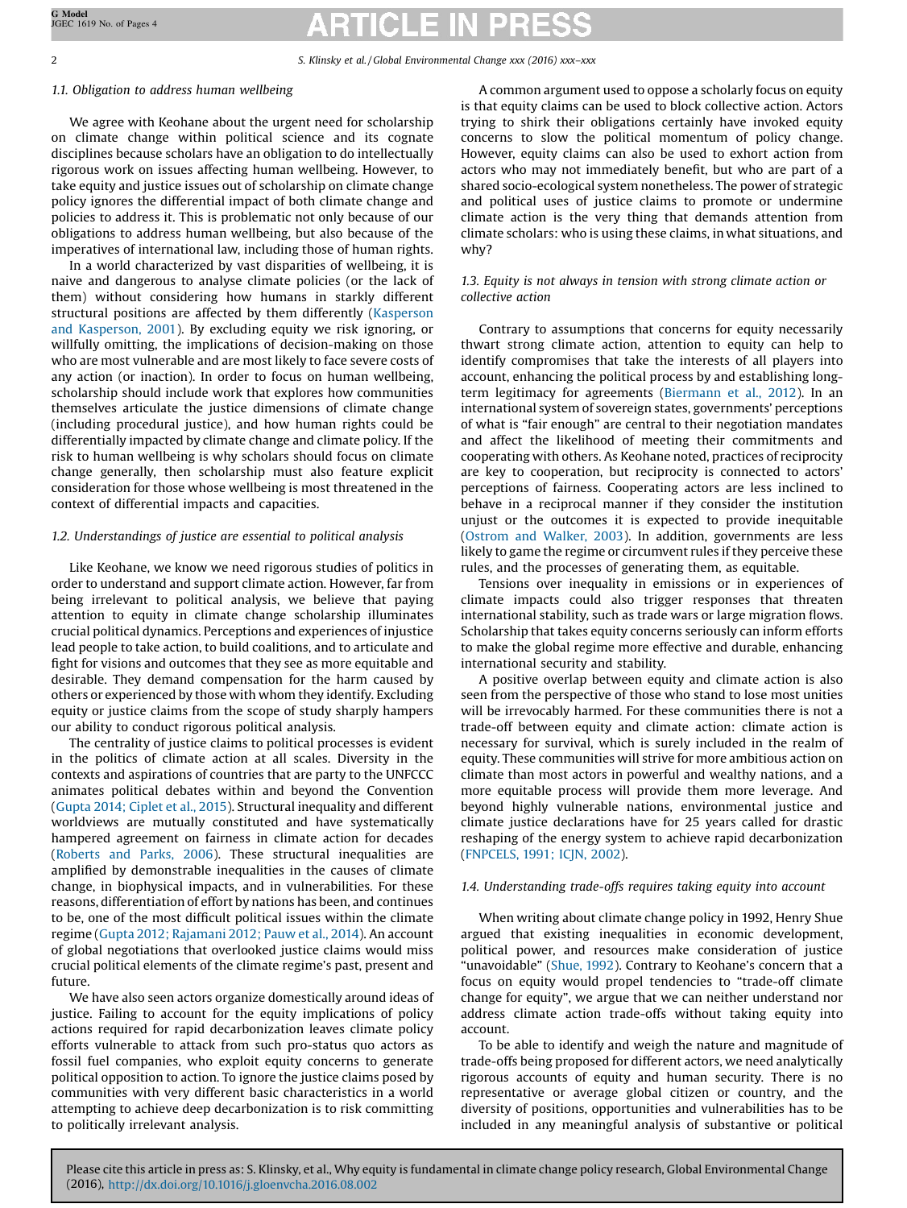### 1.1. Obligation to address human wellbeing

We agree with Keohane about the urgent need for scholarship on climate change within political science and its cognate disciplines because scholars have an obligation to do intellectually rigorous work on issues affecting human wellbeing. However, to take equity and justice issues out of scholarship on climate change policy ignores the differential impact of both climate change and policies to address it. This is problematic not only because of our obligations to address human wellbeing, but also because of the imperatives of international law, including those of human rights.

In a world characterized by vast disparities of wellbeing, it is naive and dangerous to analyse climate policies (or the lack of them) without considering how humans in starkly different structural positions are affected by them differently (Kasperson and Kasperson, 2001). By excluding equity we risk ignoring, or willfully omitting, the implications of decision-making on those who are most vulnerable and are most likely to face severe costs of any action (or inaction). In order to focus on human wellbeing, scholarship should include work that explores how communities themselves articulate the justice dimensions of climate change (including procedural justice), and how human rights could be differentially impacted by climate change and climate policy. If the risk to human wellbeing is why scholars should focus on climate change generally, then scholarship must also feature explicit consideration for those whose wellbeing is most threatened in the context of differential impacts and capacities.

### 1.2. Understandings of justice are essential to political analysis

Like Keohane, we know we need rigorous studies of politics in order to understand and support climate action. However, far from being irrelevant to political analysis, we believe that paying attention to equity in climate change scholarship illuminates crucial political dynamics. Perceptions and experiences of injustice lead people to take action, to build coalitions, and to articulate and fight for visions and outcomes that they see as more equitable and desirable. They demand compensation for the harm caused by others or experienced by those with whom they identify. Excluding equity or justice claims from the scope of study sharply hampers our ability to conduct rigorous political analysis.

The centrality of justice claims to political processes is evident in the politics of climate action at all scales. Diversity in the contexts and aspirations of countries that are party to the UNFCCC animates political debates within and beyond the Convention (Gupta 2014; Ciplet et al., 2015). Structural inequality and different worldviews are mutually constituted and have systematically hampered agreement on fairness in climate action for decades (Roberts and Parks, 2006). These structural inequalities are amplified by demonstrable inequalities in the causes of climate change, in biophysical impacts, and in vulnerabilities. For these reasons, differentiation of effort by nations has been, and continues to be, one of the most difficult political issues within the climate regime (Gupta 2012; Rajamani 2012; Pauw et al., 2014). An account of global negotiations that overlooked justice claims would miss crucial political elements of the climate regime's past, present and future.

We have also seen actors organize domestically around ideas of justice. Failing to account for the equity implications of policy actions required for rapid decarbonization leaves climate policy efforts vulnerable to attack from such pro-status quo actors as fossil fuel companies, who exploit equity concerns to generate political opposition to action. To ignore the justice claims posed by communities with very different basic characteristics in a world attempting to achieve deep decarbonization is to risk committing to politically irrelevant analysis.

A common argument used to oppose a scholarly focus on equity is that equity claims can be used to block collective action. Actors trying to shirk their obligations certainly have invoked equity concerns to slow the political momentum of policy change. However, equity claims can also be used to exhort action from actors who may not immediately benefit, but who are part of a shared socio-ecological system nonetheless. The power of strategic and political uses of justice claims to promote or undermine climate action is the very thing that demands attention from climate scholars: who is using these claims, in what situations, and why?

### 1.3. Equity is not always in tension with strong climate action or collective action

Contrary to assumptions that concerns for equity necessarily thwart strong climate action, attention to equity can help to identify compromises that take the interests of all players into account, enhancing the political process by and establishing long-term legitimacy for agreements (Biermann et al., 2012). In an international system of sovereign states, governments' perceptions of what is "fair enough" are central to their negotiation mandates and affect the likelihood of meeting their commitments and cooperating with others. As Keohane noted, practices of reciprocity are key to cooperation, but reciprocity is connected to actors' perceptions of fairness. Cooperating actors are less inclined to behave in a reciprocal manner if they consider the institution unjust or the outcomes it is expected to provide inequitable (Ostrom and Walker, 2003). In addition, governments are less likely to game the regime or circumvent rules if they perceive these rules, and the processes of generating them, as equitable.

Tensions over inequality in emissions or in experiences of climate impacts could also trigger responses that threaten international stability, such as trade wars or large migration flows. Scholarship that takes equity concerns seriously can inform efforts to make the global regime more effective and durable, enhancing international security and stability.

A positive overlap between equity and climate action is also seen from the perspective of those who stand to lose most unities will be irrevocably harmed. For these communities there is not a trade-off between equity and climate action: climate action is necessary for survival, which is surely included in the realm of equity. These communities will strive for more ambitious action on climate than most actors in powerful and wealthy nations, and a more equitable process will provide them more leverage. And beyond highly vulnerable nations, environmental justice and climate justice declarations have for 25 years called for drastic reshaping of the energy system to achieve rapid decarbonization (FNPCELS, 1991; ICJN, 2002).

### 1.4. Understanding trade-offs requires taking equity into account

When writing about climate change policy in 1992, Henry Shue argued that existing inequalities in economic development, political power, and resources make consideration of justice "unavoidable" (Shue, 1992). Contrary to Keohane's concern that a focus on equity would propel tendencies to "trade-off climate change for equity", we argue that we can neither understand nor address climate action trade-offs without taking equity into account.

To be able to identify and weigh the nature and magnitude of trade-offs being proposed for different actors, we need analytically rigorous accounts of equity and human security. There is no representative or average global citizen or country, and the diversity of positions, opportunities and vulnerabilities has to be included in any meaningful analysis of substantive or political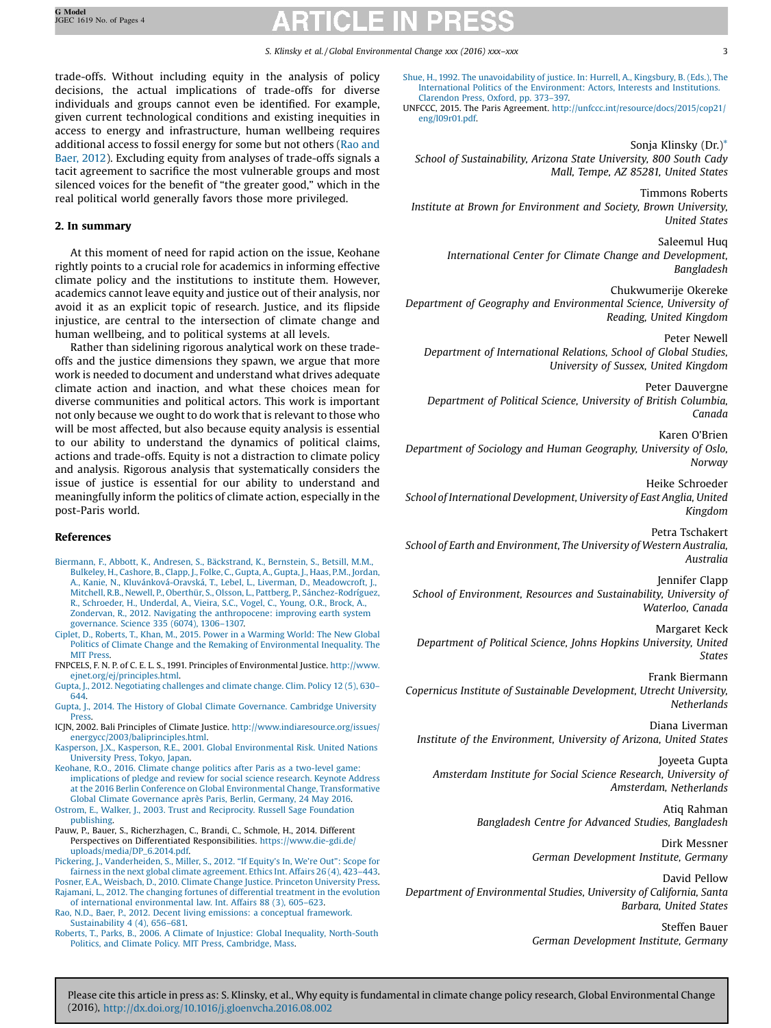trade-offs. Without including equity in the analysis of policy decisions, the actual implications of trade-offs for diverse individuals and groups cannot even be identified. For example, given current technological conditions and existing inequities in access to energy and infrastructure, human wellbeing requires additional access to fossil energy for some but not others (Rao and Baer, 2012). Excluding equity from analyses of trade-offs signals a tacit agreement to sacrifice the most vulnerable groups and most silenced voices for the benefit of "the greater good," which in the real political world generally favors those more privileged.

## 2. In summary

At this moment of need for rapid action on the issue, Keohane rightly points to a crucial role for academics in informing effective climate policy and the institutions to institute them. However, academics cannot leave equity and justice out of their analysis, nor avoid it as an explicit topic of research. Justice, and its flipside injustice, are central to the intersection of climate change and human wellbeing, and to political systems at all levels.

Rather than sidelining rigorous analytical work on these trade-offs and the justice dimensions they spawn, we argue that more work is needed to document and understand what drives adequate climate action and inaction, and what these choices mean for diverse communities and political actors. This work is important not only because we ought to do work that is relevant to those who will be most affected, but also because equity analysis is essential to our ability to understand the dynamics of political claims, actions and trade-offs. Equity is not a distraction to climate policy and analysis. Rigorous analysis that systematically considers the issue of justice is essential for our ability to understand and meaningfully inform the politics of climate action, especially in the post-Paris world.

## References

Biermann, F., Abbott, K., Andresen, S., Bäckstrand, K., Bernstein, S., Betsill, M.M., Bulkeley, H., Cashore, B., Clapp, J., Folke, C., Gupta, A., Gupta, J., Haas, P.M., Jordan, A., Kanie, N., Kluvánková-Oravská, T., Lebel, L., Liverman, D., Meadowcroft, J., Mitchell, R.B., Newell, P., Oberthür, S., Olsson, L., Pattberg, P., Sánchez-Rodríguez, R., Schroeder, H., Underdal, A., Vieira, S.C., Vogel, C., Young, O.R., Brock, A., Zondervan, R., 2012. Navigating the anthropocene: improving earth system governance. Science 335 (6074), 1306–1307.

Ciplet, D., Roberts, T., Khan, M., 2015. Power in a Warming World: The New Global Politics of Climate Change and the Remaking of Environmental Inequality. The MIT Press.

FNPCELS, F. N. P. of C. E. L. S., 1991. Principles of Environmental Justice. http://www.ejnet.org/ej/principles.html.

Gupta, J., 2012. Negotiating challenges and climate change. Clim. Policy 12 (5), 630–644.

Gupta, J., 2014. The History of Global Climate Governance. Cambridge University Press.

ICJN, 2002. Bali Principles of Climate Justice. http://www.indiaresource.org/issues/energycc/2003/baliprinciples.html.

Kasperson, J.X., Kasperson, R.E., 2001. Global Environmental Risk. United Nations University Press, Tokyo, Japan.

Keohane, R.O., 2016. Climate change politics after Paris as a two-level game: implications of pledge and review for social science research. Keynote Address at the 2016 Berlin Conference on Global Environmental Change, Transformative Global Climate Governance après Paris, Berlin, Germany, 24 May 2016.

Ostrom, E., Walker, J., 2003. Trust and Reciprocity. Russell Sage Foundation publishing.

Pauw, P., Bauer, S., Richerzhagen, C., Brandi, C., Schmole, H., 2014. Different Perspectives on Differentiated Responsibilities. https://www.die-gdi.de/uploads/media/DP_6.2014.pdf.

Pickering, J., Vanderheiden, S., Miller, S., 2012. "If Equity's In, We're Out": Scope for fairness in the next global climate agreement. Ethics Int. Affairs 26 (4), 423–443.

Posner, E.A., Weisbach, D., 2010. Climate Change Justice. Princeton University Press.

Rajamani, L., 2012. The changing fortunes of differential treatment in the evolution of international environmental law. Int. Affairs 88 (3), 605–623.

Rao, N.D., Baer, P., 2012. Decent living emissions: a conceptual framework. Sustainability 4 (4), 656–681.

Roberts, T., Parks, B., 2006. A Climate of Injustice: Global Inequality, North-South Politics, and Climate Policy. MIT Press, Cambridge, Mass.

Shue, H., 1992. The unavoidability of justice. In: Hurrell, A., Kingsbury, B. (Eds.), The International Politics of the Environment: Actors, Interests and Institutions. Clarendon Press, Oxford, pp. 373–397.

UNFCCC, 2015. The Paris Agreement. http://unfccc.int/resource/docs/2015/cop21/eng/l09r01.pdf.

Sonja Klinsky (Dr.)*
*School of Sustainability, Arizona State University, 800 South Cady Mall, Tempe, AZ 85281, United States*

Timmons Roberts
*Institute at Brown for Environment and Society, Brown University, United States*

Saleemul Huq
*International Center for Climate Change and Development, Bangladesh*

Chukwumerije Okereke
*Department of Geography and Environmental Science, University of Reading, United Kingdom*

Peter Newell
*Department of International Relations, School of Global Studies, University of Sussex, United Kingdom*

Peter Dauvergne
*Department of Political Science, University of British Columbia, Canada*

Karen O'Brien
*Department of Sociology and Human Geography, University of Oslo, Norway*

Heike Schroeder
*School of International Development, University of East Anglia, United Kingdom*

Petra Tschakert
*School of Earth and Environment, The University of Western Australia, Australia*

Jennifer Clapp
*School of Environment, Resources and Sustainability, University of Waterloo, Canada*

Margaret Keck
*Department of Political Science, Johns Hopkins University, United States*

Frank Biermann
*Copernicus Institute of Sustainable Development, Utrecht University, Netherlands*

Diana Liverman
*Institute of the Environment, University of Arizona, United States*

Joyeeta Gupta
*Amsterdam Institute for Social Science Research, University of Amsterdam, Netherlands*

Atiq Rahman
*Bangladesh Centre for Advanced Studies, Bangladesh*

Dirk Messner
*German Development Institute, Germany*

David Pellow
*Department of Environmental Studies, University of California, Santa Barbara, United States*

Steffen Bauer
*German Development Institute, Germany*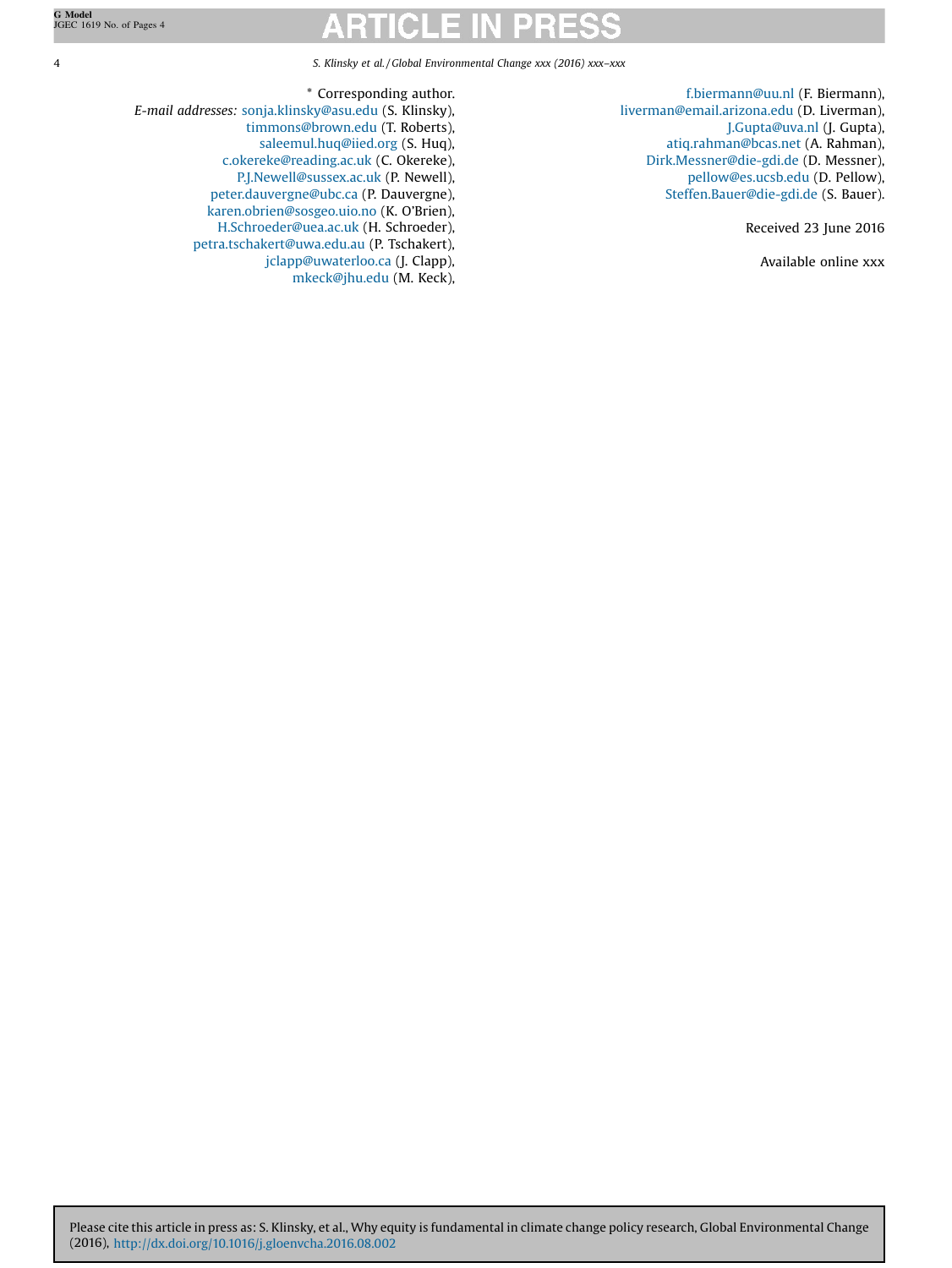* Corresponding author.

*E-mail addresses:* sonja.klinsky@asu.edu (S. Klinsky), timmons@brown.edu (T. Roberts), saleemul.huq@iied.org (S. Huq), c.okereke@reading.ac.uk (C. Okereke), P.J.Newell@sussex.ac.uk (P. Newell), peter.dauvergne@ubc.ca (P. Dauvergne), karen.obrien@sosgeo.uio.no (K. O'Brien), H.Schroeder@uea.ac.uk (H. Schroeder), petra.tschakert@uwa.edu.au (P. Tschakert), jclapp@uwaterloo.ca (J. Clapp), mkeck@jhu.edu (M. Keck), f.biermann@uu.nl (F. Biermann), liverman@email.arizona.edu (D. Liverman), J.Gupta@uva.nl (J. Gupta), atiq.rahman@bcas.net (A. Rahman), Dirk.Messner@die-gdi.de (D. Messner), pellow@es.ucsb.edu (D. Pellow), Steffen.Bauer@die-gdi.de (S. Bauer).

Received 23 June 2016

Available online xxx

Please cite this article in press as: S. Klinsky, et al., Why equity is fundamental in climate change policy research, Global Environmental Change (2016), http://dx.doi.org/10.1016/j.gloenvcha.2016.08.002